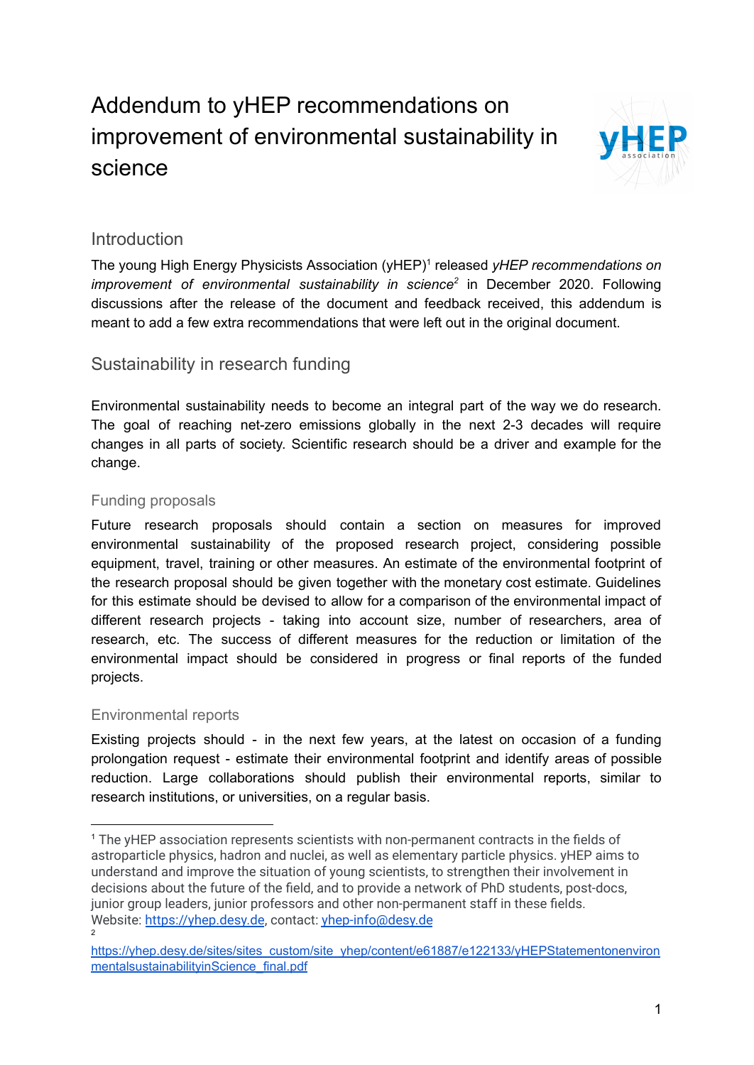# Addendum to yHEP recommendations on improvement of environmental sustainability in science

## Introduction

The young High Energy Physicists Association (yHEP)[1] released *yHEP recommendations on improvement of environmental sustainability in science*[2] in December 2020. Following discussions after the release of the document and feedback received, this addendum is meant to add a few extra recommendations that were left out in the original document.

## Sustainability in research funding

Environmental sustainability needs to become an integral part of the way we do research. The goal of reaching net-zero emissions globally in the next 2-3 decades will require changes in all parts of society. Scientific research should be a driver and example for the change.

### Funding proposals

Future research proposals should contain a section on measures for improved environmental sustainability of the proposed research project, considering possible equipment, travel, training or other measures. An estimate of the environmental footprint of the research proposal should be given together with the monetary cost estimate. Guidelines for this estimate should be devised to allow for a comparison of the environmental impact of different research projects - taking into account size, number of researchers, area of research, etc. The success of different measures for the reduction or limitation of the environmental impact should be considered in progress or final reports of the funded projects.

### Environmental reports

Existing projects should - in the next few years, at the latest on occasion of a funding prolongation request - estimate their environmental footprint and identify areas of possible reduction. Large collaborations should publish their environmental reports, similar to research institutions, or universities, on a regular basis.

---

[1] The yHEP association represents scientists with non-permanent contracts in the fields of astroparticle physics, hadron and nuclei, as well as elementary particle physics. yHEP aims to understand and improve the situation of young scientists, to strengthen their involvement in decisions about the future of the field, and to provide a network of PhD students, post-docs, junior group leaders, junior professors and other non-permanent staff in these fields. Website: https://yhep.desy.de, contact: yhep-info@desy.de

[2] https://yhep.desy.de/sites/sites_custom/site_yhep/content/e61887/e122133/yHEPStatementonenvironmentalsustainabilityinScience_final.pdf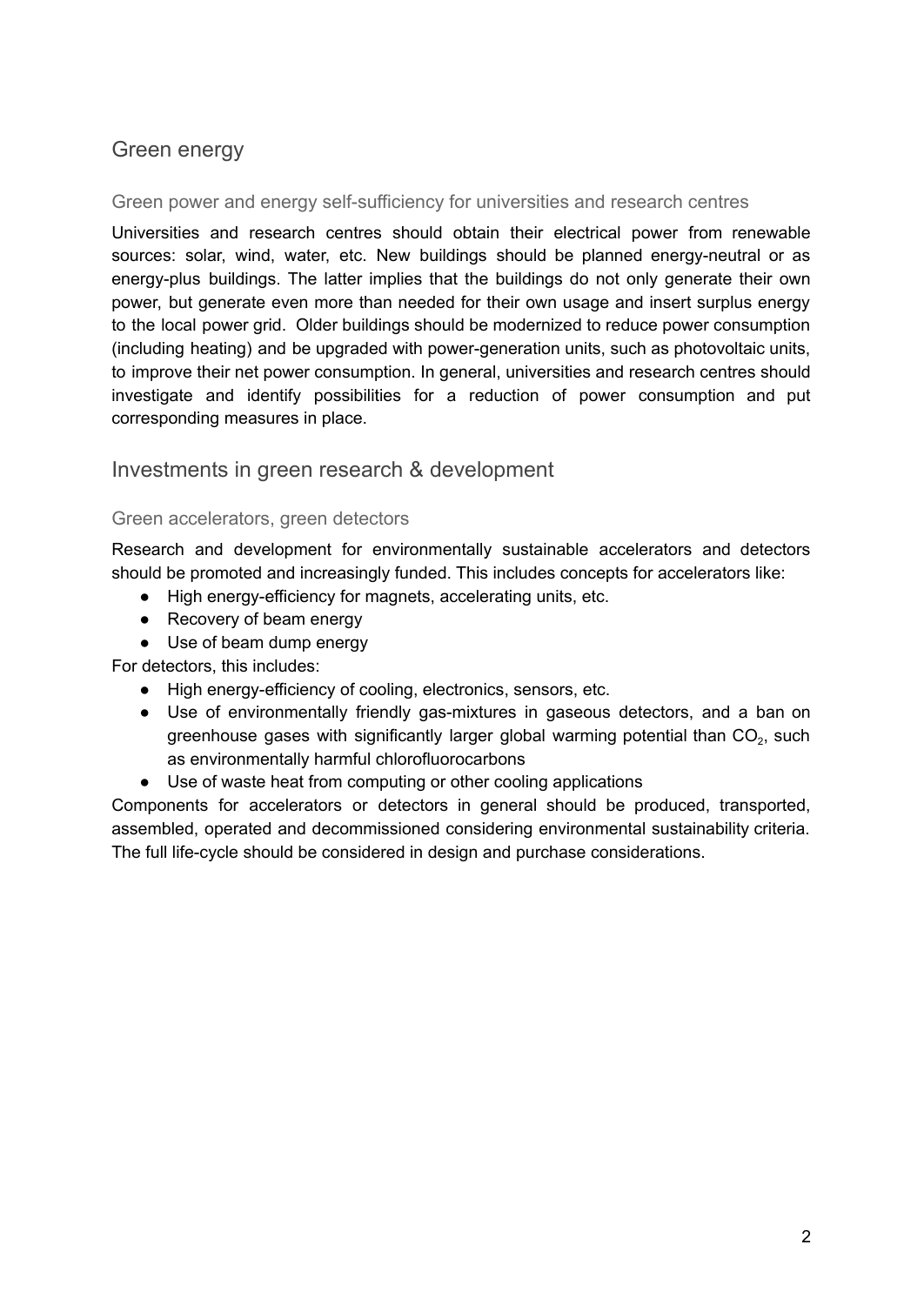## Green energy

### Green power and energy self-sufficiency for universities and research centres

Universities and research centres should obtain their electrical power from renewable sources: solar, wind, water, etc. New buildings should be planned energy-neutral or as energy-plus buildings. The latter implies that the buildings do not only generate their own power, but generate even more than needed for their own usage and insert surplus energy to the local power grid. Older buildings should be modernized to reduce power consumption (including heating) and be upgraded with power-generation units, such as photovoltaic units, to improve their net power consumption. In general, universities and research centres should investigate and identify possibilities for a reduction of power consumption and put corresponding measures in place.

## Investments in green research & development

### Green accelerators, green detectors

Research and development for environmentally sustainable accelerators and detectors should be promoted and increasingly funded. This includes concepts for accelerators like:

- High energy-efficiency for magnets, accelerating units, etc.
- Recovery of beam energy
- Use of beam dump energy

For detectors, this includes:

- High energy-efficiency of cooling, electronics, sensors, etc.
- Use of environmentally friendly gas-mixtures in gaseous detectors, and a ban on greenhouse gases with significantly larger global warming potential than $CO_2$, such as environmentally harmful chlorofluorocarbons
- Use of waste heat from computing or other cooling applications

Components for accelerators or detectors in general should be produced, transported, assembled, operated and decommissioned considering environmental sustainability criteria. The full life-cycle should be considered in design and purchase considerations.